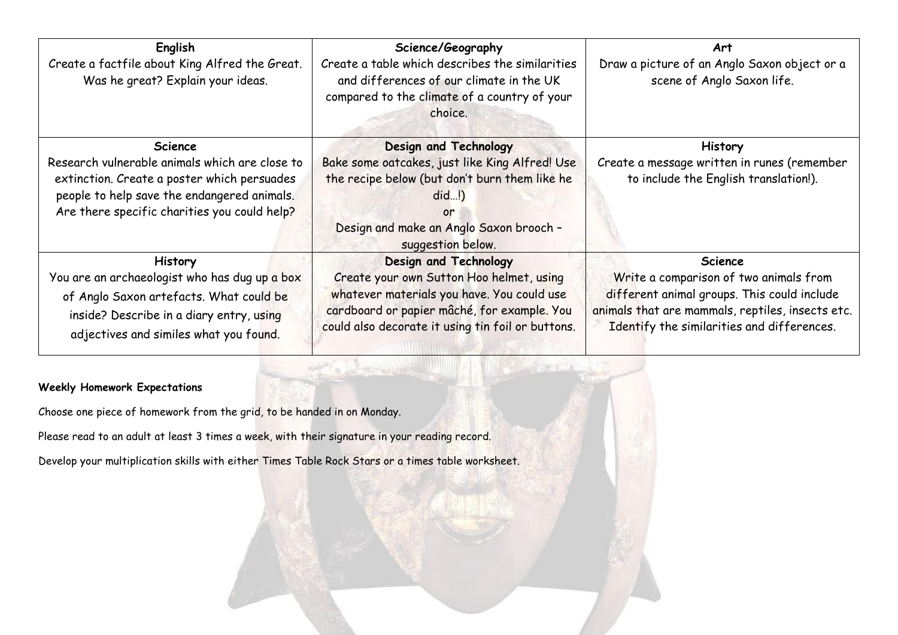| **English**<br>Create a factfile about King Alfred the Great. Was he great? Explain your ideas. | **Science/Geography**<br>Create a table which describes the similarities and differences of our climate in the UK compared to the climate of a country of your choice. | **Art**<br>Draw a picture of an Anglo Saxon object or a scene of Anglo Saxon life. |
|---|---|---|
| **Science**<br>Research vulnerable animals which are close to extinction. Create a poster which persuades people to help save the endangered animals. Are there specific charities you could help? | **Design and Technology**<br>Bake some oatcakes, just like King Alfred! Use the recipe below (but don't burn them like he did…!)<br>or<br>Design and make an Anglo Saxon brooch – suggestion below. | **History**<br>Create a message written in runes (remember to include the English translation!). |
| **History**<br>You are an archaeologist who has dug up a box of Anglo Saxon artefacts. What could be inside? Describe in a diary entry, using adjectives and similes what you found. | **Design and Technology**<br>Create your own Sutton Hoo helmet, using whatever materials you have. You could use cardboard or papier mâché, for example. You could also decorate it using tin foil or buttons. | **Science**<br>Write a comparison of two animals from different animal groups. This could include animals that are mammals, reptiles, insects etc. Identify the similarities and differences. |

**Weekly Homework Expectations**

Choose one piece of homework from the grid, to be handed in on Monday.

Please read to an adult at least 3 times a week, with their signature in your reading record.

Develop your multiplication skills with either Times Table Rock Stars or a times table worksheet.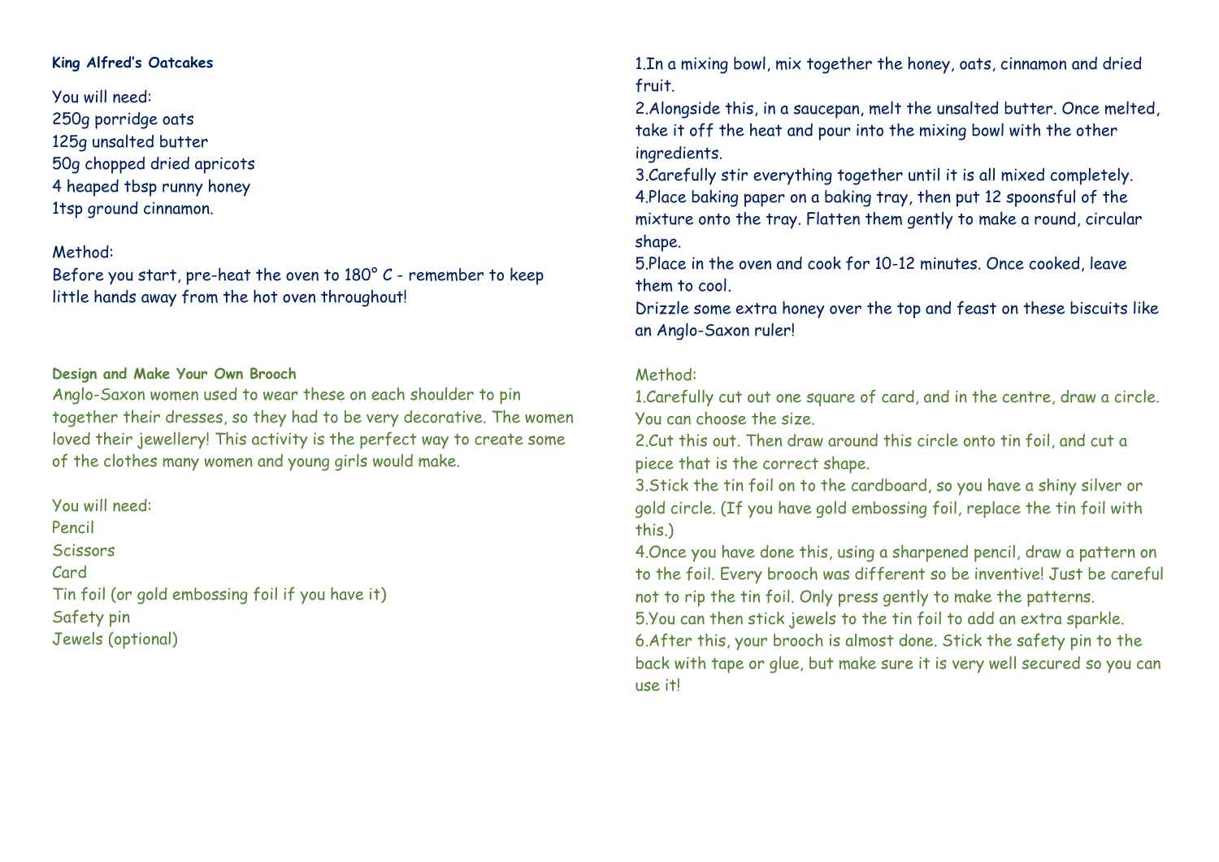**King Alfred's Oatcakes**

You will need:
250g porridge oats
125g unsalted butter
50g chopped dried apricots
4 heaped tbsp runny honey
1tsp ground cinnamon.

Method:
Before you start, pre-heat the oven to 180° C - remember to keep little hands away from the hot oven throughout!

1.In a mixing bowl, mix together the honey, oats, cinnamon and dried fruit.
2.Alongside this, in a saucepan, melt the unsalted butter. Once melted, take it off the heat and pour into the mixing bowl with the other ingredients.
3.Carefully stir everything together until it is all mixed completely.
4.Place baking paper on a baking tray, then put 12 spoonsful of the mixture onto the tray. Flatten them gently to make a round, circular shape.
5.Place in the oven and cook for 10-12 minutes. Once cooked, leave them to cool.
Drizzle some extra honey over the top and feast on these biscuits like an Anglo-Saxon ruler!

**Design and Make Your Own Brooch**

Anglo-Saxon women used to wear these on each shoulder to pin together their dresses, so they had to be very decorative. The women loved their jewellery! This activity is the perfect way to create some of the clothes many women and young girls would make.

You will need:
Pencil
Scissors
Card
Tin foil (or gold embossing foil if you have it)
Safety pin
Jewels (optional)

Method:
1.Carefully cut out one square of card, and in the centre, draw a circle. You can choose the size.
2.Cut this out. Then draw around this circle onto tin foil, and cut a piece that is the correct shape.
3.Stick the tin foil on to the cardboard, so you have a shiny silver or gold circle. (If you have gold embossing foil, replace the tin foil with this.)
4.Once you have done this, using a sharpened pencil, draw a pattern on to the foil. Every brooch was different so be inventive! Just be careful not to rip the tin foil. Only press gently to make the patterns.
5.You can then stick jewels to the tin foil to add an extra sparkle.
6.After this, your brooch is almost done. Stick the safety pin to the back with tape or glue, but make sure it is very well secured so you can use it!